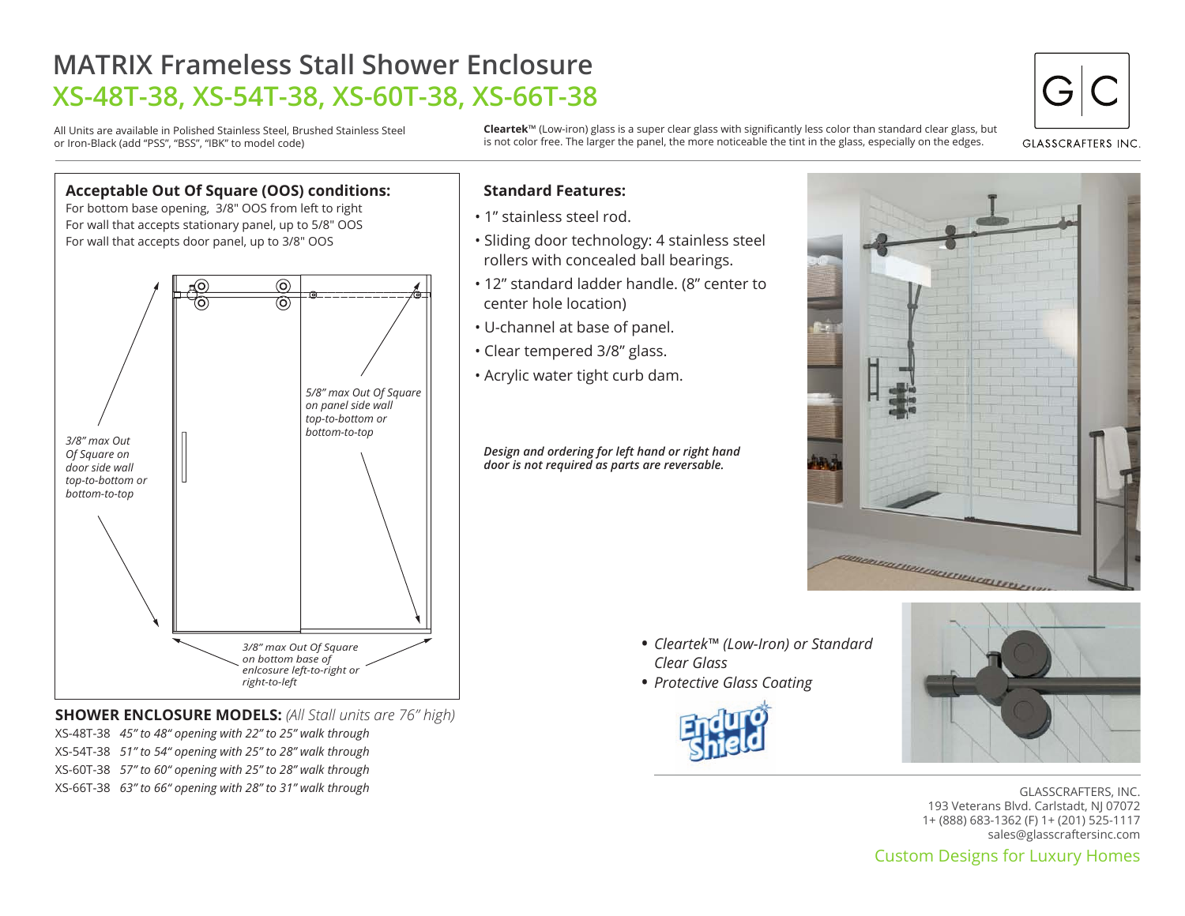# MATRIX Frameless Stall Shower Enclosure

## XS-48T-38, XS-54T-38, XS-60T-38, XS-66T-38

All Units are available in Polished Stainless Steel, Brushed Stainless Steel or Iron-Black (add "PSS", "BSS", "IBK" to model code)

**Cleartek**™ (Low-iron) glass is a super clear glass with significantly less color than standard clear glass, but is not color free. The larger the panel, the more noticeable the tint in the glass, especially on the edges.

GLASSCRAFTERS INC.

### Acceptable Out Of Square (OOS) conditions:

For bottom base opening, 3/8" OOS from left to right
For wall that accepts stationary panel, up to 5/8" OOS
For wall that accepts door panel, up to 3/8" OOS

*3/8" max Out Of Square on door side wall top-to-bottom or bottom-to-top*

*5/8" max Out Of Square on panel side wall top-to-bottom or bottom-to-top*

*3/8" max Out Of Square on bottom base of enlcosure left-to-right or right-to-left*

**SHOWER ENCLOSURE MODELS:** *(All Stall units are 76" high)*

XS-48T-38 *45" to 48" opening with 22" to 25" walk through*
XS-54T-38 *51" to 54" opening with 25" to 28" walk through*
XS-60T-38 *57" to 60" opening with 25" to 28" walk through*
XS-66T-38 *63" to 66" opening with 28" to 31" walk through*

### Standard Features:

- 1" stainless steel rod.
- Sliding door technology: 4 stainless steel rollers with concealed ball bearings.
- 12" standard ladder handle. (8" center to center hole location)
- U-channel at base of panel.
- Clear tempered 3/8" glass.
- Acrylic water tight curb dam.

***Design and ordering for left hand or right hand door is not required as parts are reversable.***

- *Cleartek™ (Low-Iron) or Standard Clear Glass*
- *Protective Glass Coating*

Enduro Shield

GLASSCRAFTERS, INC.
193 Veterans Blvd. Carlstadt, NJ 07072
1+ (888) 683-1362 (F) 1+ (201) 525-1117
sales@glasscraftersinc.com

Custom Designs for Luxury Homes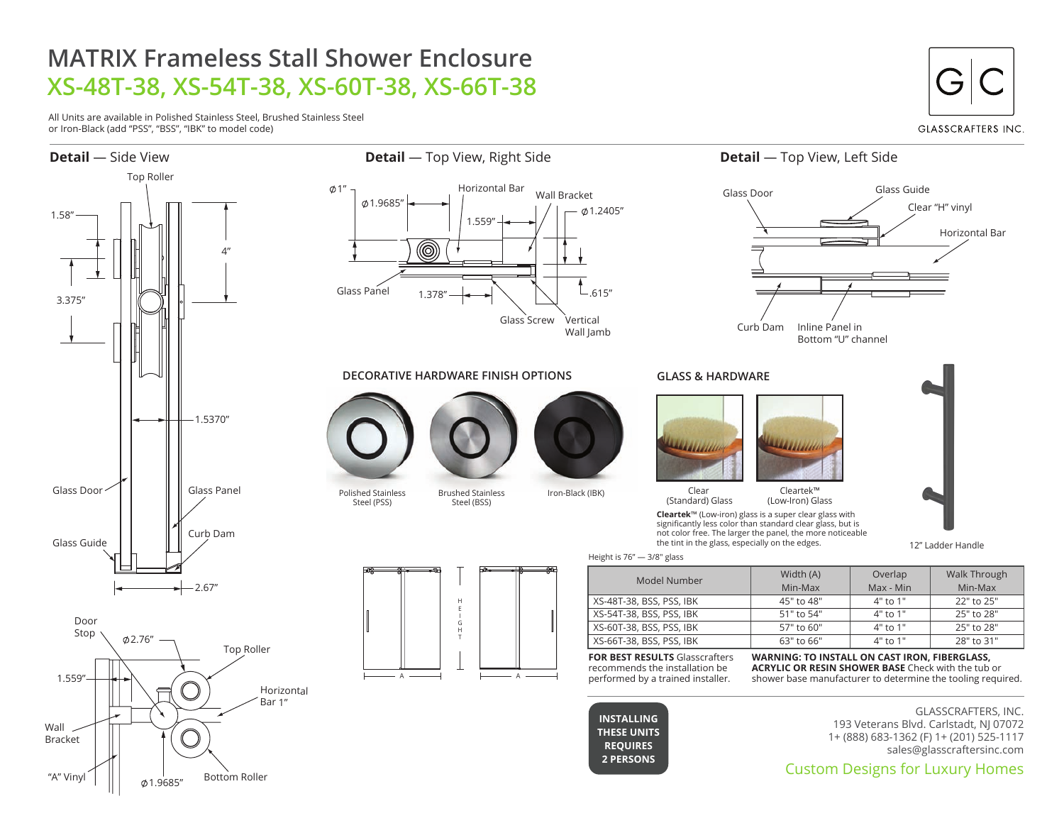# MATRIX Frameless Stall Shower Enclosure

## XS-48T-38, XS-54T-38, XS-60T-38, XS-66T-38

All Units are available in Polished Stainless Steel, Brushed Stainless Steel or Iron-Black (add "PSS", "BSS", "IBK" to model code)

GLASSCRAFTERS INC.

**Detail** — Side View

Top Roller
1.58"
4"
3.375"
1.5370"
Glass Door
Glass Panel
Curb Dam
Glass Guide
2.67"

Door Stop
ø2.76"
Top Roller
1.559"
Horizontal Bar 1"
Wall Bracket
"A" Vinyl
ø1.9685"
Bottom Roller

**Detail** — Top View, Right Side

ø1"
Horizontal Bar
Wall Bracket
ø1.9685"
ø1.2405"
1.559"
Glass Panel
1.378"
.615"
Glass Screw
Vertical Wall Jamb

**Detail** — Top View, Left Side

Glass Door
Glass Guide
Clear "H" vinyl
Horizontal Bar
Curb Dam
Inline Panel in Bottom "U" channel

### DECORATIVE HARDWARE FINISH OPTIONS

Polished Stainless Steel (PSS)

Brushed Stainless Steel (BSS)

Iron-Black (IBK)

### GLASS & HARDWARE

Clear (Standard) Glass

Cleartek™ (Low-Iron) Glass

**Cleartek**™ (Low-iron) glass is a super clear glass with significantly less color than standard clear glass, but is not color free. The larger the panel, the more noticeable the tint in the glass, especially on the edges.

12" Ladder Handle

HEIGHT
A
A

Height is 76" — 3/8" glass

| Model Number | Width (A) Min-Max | Overlap Max - Min | Walk Through Min-Max |
|---|---|---|---|
| XS-48T-38, BSS, PSS, IBK | 45" to 48" | 4" to 1" | 22" to 25" |
| XS-54T-38, BSS, PSS, IBK | 51" to 54" | 4" to 1" | 25" to 28" |
| XS-60T-38, BSS, PSS, IBK | 57" to 60" | 4" to 1" | 25" to 28" |
| XS-66T-38, BSS, PSS, IBK | 63" to 66" | 4" to 1" | 28" to 31" |

**FOR BEST RESULTS** Glasscrafters recommends the installation be performed by a trained installer.

**WARNING: TO INSTALL ON CAST IRON, FIBERGLASS, ACRYLIC OR RESIN SHOWER BASE** Check with the tub or shower base manufacturer to determine the tooling required.

**INSTALLING THESE UNITS REQUIRES 2 PERSONS**

GLASSCRAFTERS, INC.
193 Veterans Blvd. Carlstadt, NJ 07072
1+ (888) 683-1362 (F) 1+ (201) 525-1117
sales@glasscraftersinc.com

Custom Designs for Luxury Homes